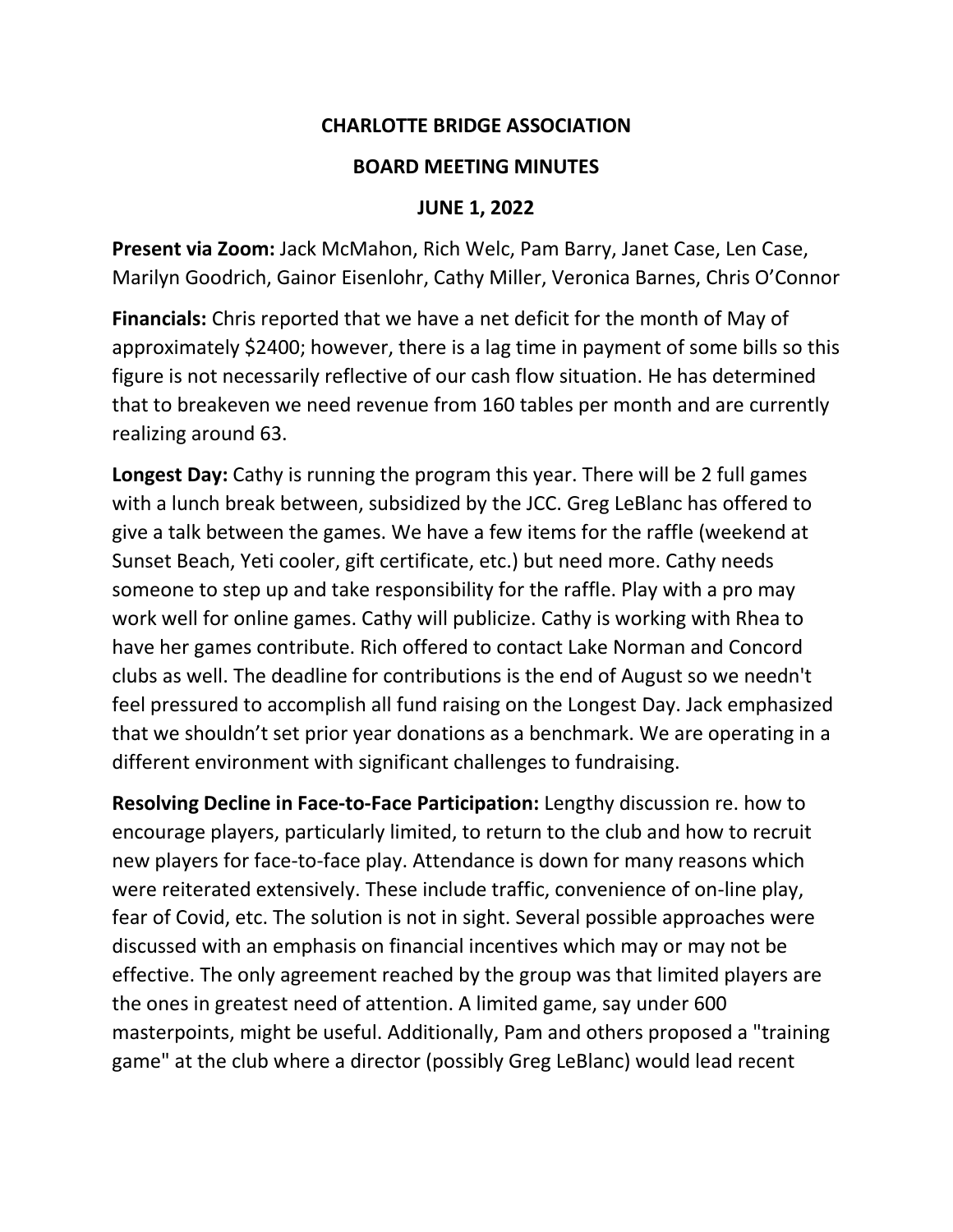# CHARLOTTE BRIDGE ASSOCIATION

## BOARD MEETING MINUTES

## JUNE 1, 2022

**Present via Zoom:** Jack McMahon, Rich Welc, Pam Barry, Janet Case, Len Case, Marilyn Goodrich, Gainor Eisenlohr, Cathy Miller, Veronica Barnes, Chris O'Connor

**Financials:** Chris reported that we have a net deficit for the month of May of approximately $2400; however, there is a lag time in payment of some bills so this figure is not necessarily reflective of our cash flow situation. He has determined that to breakeven we need revenue from 160 tables per month and are currently realizing around 63.

**Longest Day:** Cathy is running the program this year. There will be 2 full games with a lunch break between, subsidized by the JCC. Greg LeBlanc has offered to give a talk between the games. We have a few items for the raffle (weekend at Sunset Beach, Yeti cooler, gift certificate, etc.) but need more. Cathy needs someone to step up and take responsibility for the raffle. Play with a pro may work well for online games. Cathy will publicize. Cathy is working with Rhea to have her games contribute. Rich offered to contact Lake Norman and Concord clubs as well. The deadline for contributions is the end of August so we needn't feel pressured to accomplish all fund raising on the Longest Day. Jack emphasized that we shouldn't set prior year donations as a benchmark. We are operating in a different environment with significant challenges to fundraising.

**Resolving Decline in Face-to-Face Participation:** Lengthy discussion re. how to encourage players, particularly limited, to return to the club and how to recruit new players for face-to-face play. Attendance is down for many reasons which were reiterated extensively. These include traffic, convenience of on-line play, fear of Covid, etc. The solution is not in sight. Several possible approaches were discussed with an emphasis on financial incentives which may or may not be effective. The only agreement reached by the group was that limited players are the ones in greatest need of attention. A limited game, say under 600 masterpoints, might be useful. Additionally, Pam and others proposed a "training game" at the club where a director (possibly Greg LeBlanc) would lead recent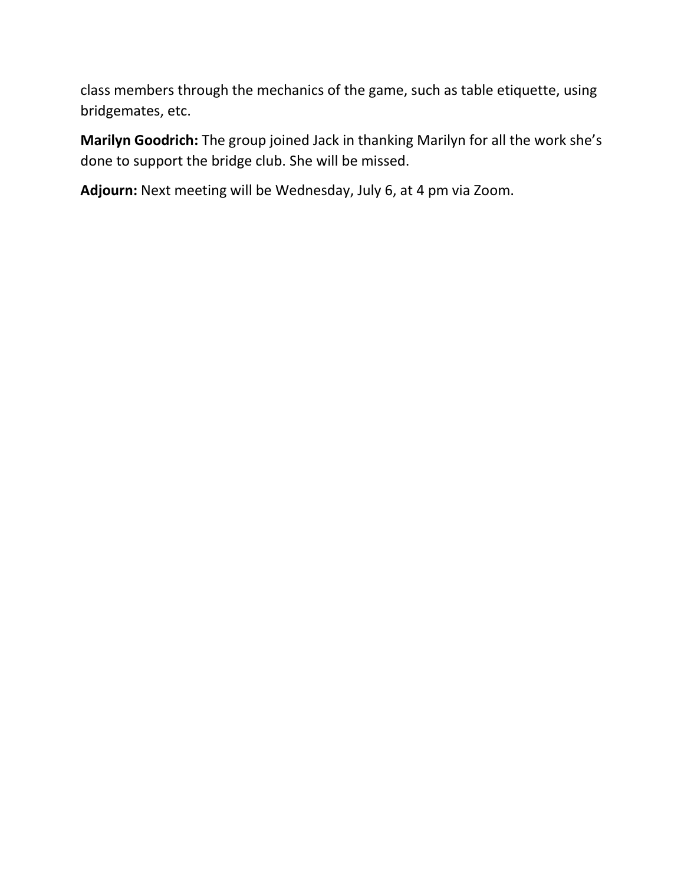class members through the mechanics of the game, such as table etiquette, using bridgemates, etc.

**Marilyn Goodrich:** The group joined Jack in thanking Marilyn for all the work she's done to support the bridge club. She will be missed.

**Adjourn:** Next meeting will be Wednesday, July 6, at 4 pm via Zoom.